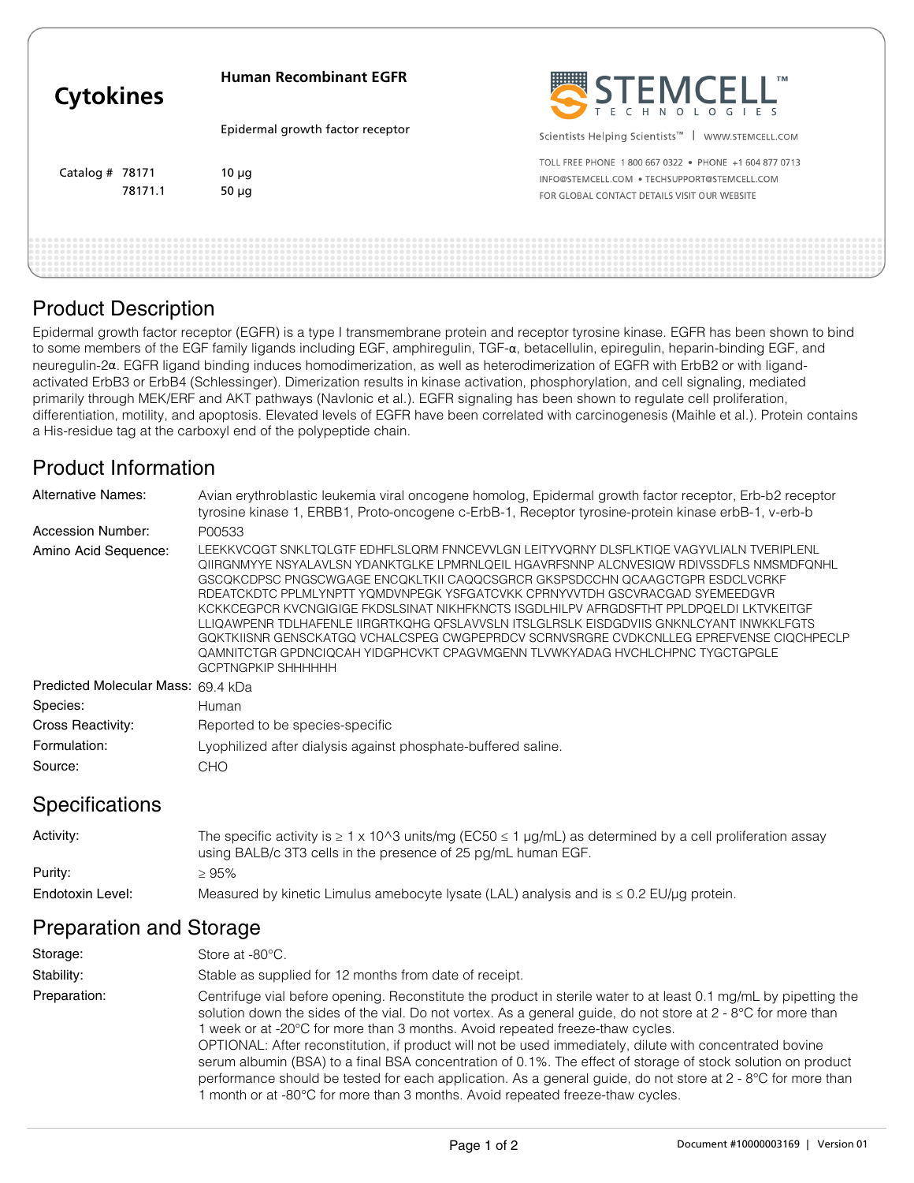# Cytokines

## Human Recombinant EGFR

Epidermal growth factor receptor

Catalog # 78171 10 μg
78171.1 50 μg

STEMCELL™ TECHNOLOGIES

Scientists Helping Scientists™ | WWW.STEMCELL.COM

TOLL FREE PHONE 1 800 667 0322 • PHONE +1 604 877 0713
INFO@STEMCELL.COM • TECHSUPPORT@STEMCELL.COM
FOR GLOBAL CONTACT DETAILS VISIT OUR WEBSITE

## Product Description

Epidermal growth factor receptor (EGFR) is a type I transmembrane protein and receptor tyrosine kinase. EGFR has been shown to bind to some members of the EGF family ligands including EGF, amphiregulin, TGF-α, betacellulin, epiregulin, heparin-binding EGF, and neuregulin-2α. EGFR ligand binding induces homodimerization, as well as heterodimerization of EGFR with ErbB2 or with ligand-activated ErbB3 or ErbB4 (Schlessinger). Dimerization results in kinase activation, phosphorylation, and cell signaling, mediated primarily through MEK/ERF and AKT pathways (Navlonic et al.). EGFR signaling has been shown to regulate cell proliferation, differentiation, motility, and apoptosis. Elevated levels of EGFR have been correlated with carcinogenesis (Maihle et al.). Protein contains a His-residue tag at the carboxyl end of the polypeptide chain.

## Product Information

| | |
|---|---|
| Alternative Names: | Avian erythroblastic leukemia viral oncogene homolog, Epidermal growth factor receptor, Erb-b2 receptor tyrosine kinase 1, ERBB1, Proto-oncogene c-ErbB-1, Receptor tyrosine-protein kinase erbB-1, v-erb-b |
| Accession Number: | P00533 |
| Amino Acid Sequence: | LEEKKVCQGT SNKLTQLGTF EDHFLSLQRM FNNCEVVLGN LEITYVQRNY DLSFLKTIQE VAGYVLIALN TVERIPLENL QIIRGNMYYE NSYALAVLSN YDANKTGLKE LPMRNLQEIL HGAVRFSNNP ALCNVESIQW RDIVSSDFLS NMSMDFQNHL GSCQKCDPSC PNGSCWGAGE ENCQKLTKII CAQQCSGRCR GKSPSDCCHN QCAAGCTGPR ESDCLVCRKF RDEATCKDTC PPLMLYNPTT YQMDVNPEGK YSFGATCVKK CPRNYVVTDH GSCVRACGAD SYEMEEDGVR KCKKCEGPCR KVCNGIGIGE FKDSLSINAT NIKHFKNCTS ISGDLHILPV AFRGDSFTHT PPLDPQELDI LKTVKEITGF LLIQAWPENR TDLHAFENLE IIRGRTKQHG QFSLAVVSLN ITSLGLRSLK EISDGDVIIS GNKNLCYANT INWKKLFGTS GQKTKIISNR GENSCKATGQ VCHALCSPEG CWGPEPRDCV SCRNVSRGRE CVDKCNLLEG EPREFVENSE CIQCHPECLP QAMNITCTGR GPDNCIQCAH YIDGPHCVKT CPAGVMGENN TLVWKYADAG HVCHLCHPNC TYGCTGPGLE GCPTNGPKIP SHHHHHH |
| Predicted Molecular Mass: | 69.4 kDa |
| Species: | Human |
| Cross Reactivity: | Reported to be species-specific |
| Formulation: | Lyophilized after dialysis against phosphate-buffered saline. |
| Source: | CHO |

## Specifications

| | |
|---|---|
| Activity: | The specific activity is ≥ 1 x 10^3 units/mg (EC50 ≤ 1 μg/mL) as determined by a cell proliferation assay using BALB/c 3T3 cells in the presence of 25 pg/mL human EGF. |
| Purity: | ≥ 95% |
| Endotoxin Level: | Measured by kinetic Limulus amebocyte lysate (LAL) analysis and is ≤ 0.2 EU/μg protein. |

## Preparation and Storage

| | |
|---|---|
| Storage: | Store at -80°C. |
| Stability: | Stable as supplied for 12 months from date of receipt. |
| Preparation: | Centrifuge vial before opening. Reconstitute the product in sterile water to at least 0.1 mg/mL by pipetting the solution down the sides of the vial. Do not vortex. As a general guide, do not store at 2 - 8°C for more than 1 week or at -20°C for more than 3 months. Avoid repeated freeze-thaw cycles. OPTIONAL: After reconstitution, if product will not be used immediately, dilute with concentrated bovine serum albumin (BSA) to a final BSA concentration of 0.1%. The effect of storage of stock solution on product performance should be tested for each application. As a general guide, do not store at 2 - 8°C for more than 1 month or at -80°C for more than 3 months. Avoid repeated freeze-thaw cycles. |

Document #10000003169 | Version 01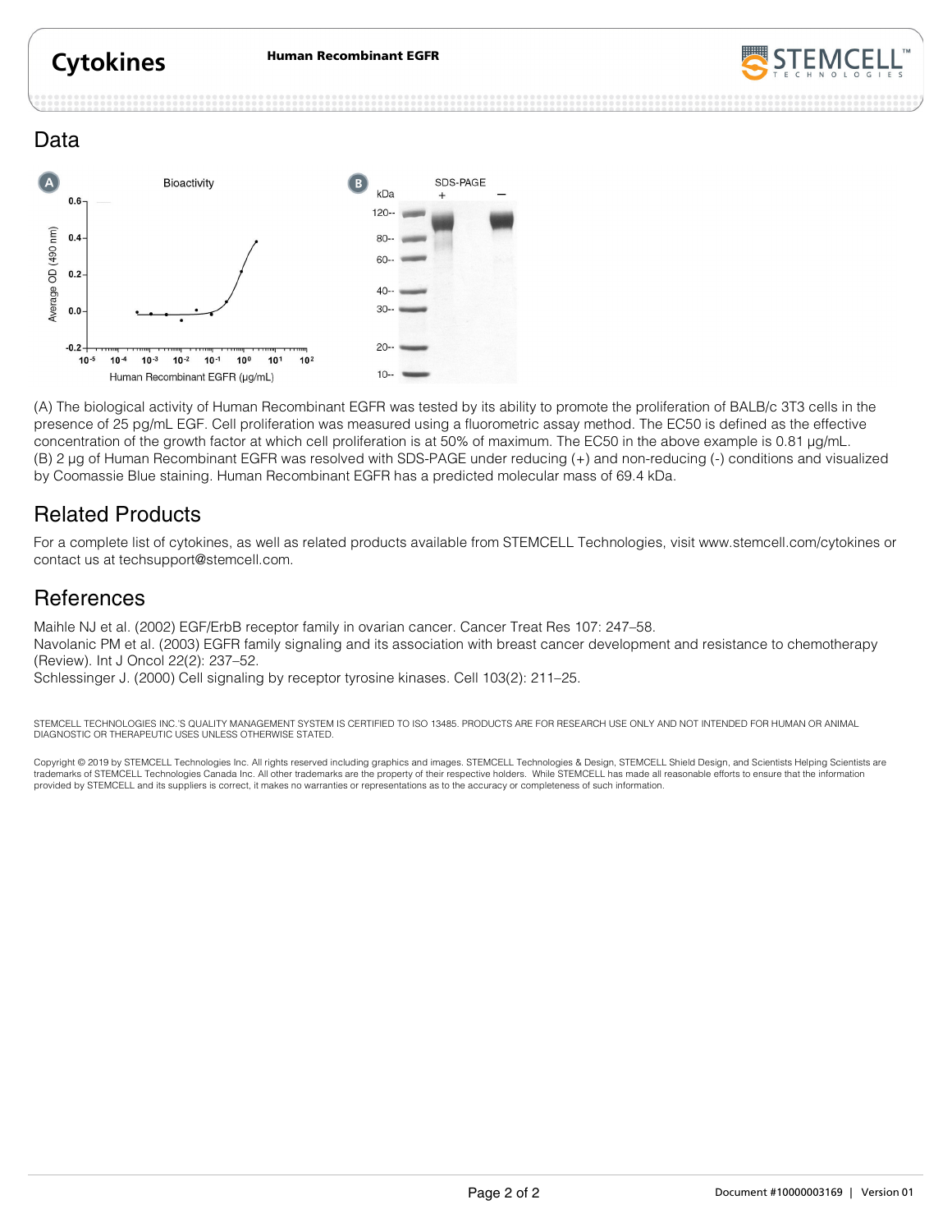## Data

A

Bioactivity

Average OD (490 nm)

0.6
0.4
0.2
0.0
-0.2

$10^{-5}$ $10^{-4}$ $10^{-3}$ $10^{-2}$ $10^{-1}$ $10^{0}$ $10^{1}$ $10^{2}$

Human Recombinant EGFR (µg/mL)

B

SDS-PAGE

kDa

+ −

120--
80--
60--
40--
30--
20--
10--

(A) The biological activity of Human Recombinant EGFR was tested by its ability to promote the proliferation of BALB/c 3T3 cells in the presence of 25 pg/mL EGF. Cell proliferation was measured using a fluorometric assay method. The EC50 is defined as the effective concentration of the growth factor at which cell proliferation is at 50% of maximum. The EC50 in the above example is 0.81 µg/mL.
(B) 2 µg of Human Recombinant EGFR was resolved with SDS-PAGE under reducing (+) and non-reducing (-) conditions and visualized by Coomassie Blue staining. Human Recombinant EGFR has a predicted molecular mass of 69.4 kDa.

## Related Products

For a complete list of cytokines, as well as related products available from STEMCELL Technologies, visit www.stemcell.com/cytokines or contact us at techsupport@stemcell.com.

## References

Maihle NJ et al. (2002) EGF/ErbB receptor family in ovarian cancer. Cancer Treat Res 107: 247–58.
Navolanic PM et al. (2003) EGFR family signaling and its association with breast cancer development and resistance to chemotherapy (Review). Int J Oncol 22(2): 237–52.
Schlessinger J. (2000) Cell signaling by receptor tyrosine kinases. Cell 103(2): 211–25.

STEMCELL TECHNOLOGIES INC.'S QUALITY MANAGEMENT SYSTEM IS CERTIFIED TO ISO 13485. PRODUCTS ARE FOR RESEARCH USE ONLY AND NOT INTENDED FOR HUMAN OR ANIMAL DIAGNOSTIC OR THERAPEUTIC USES UNLESS OTHERWISE STATED.

Copyright © 2019 by STEMCELL Technologies Inc. All rights reserved including graphics and images. STEMCELL Technologies & Design, STEMCELL Shield Design, and Scientists Helping Scientists are trademarks of STEMCELL Technologies Canada Inc. All other trademarks are the property of their respective holders. While STEMCELL has made all reasonable efforts to ensure that the information provided by STEMCELL and its suppliers is correct, it makes no warranties or representations as to the accuracy or completeness of such information.

Document #10000003169 | Version 01